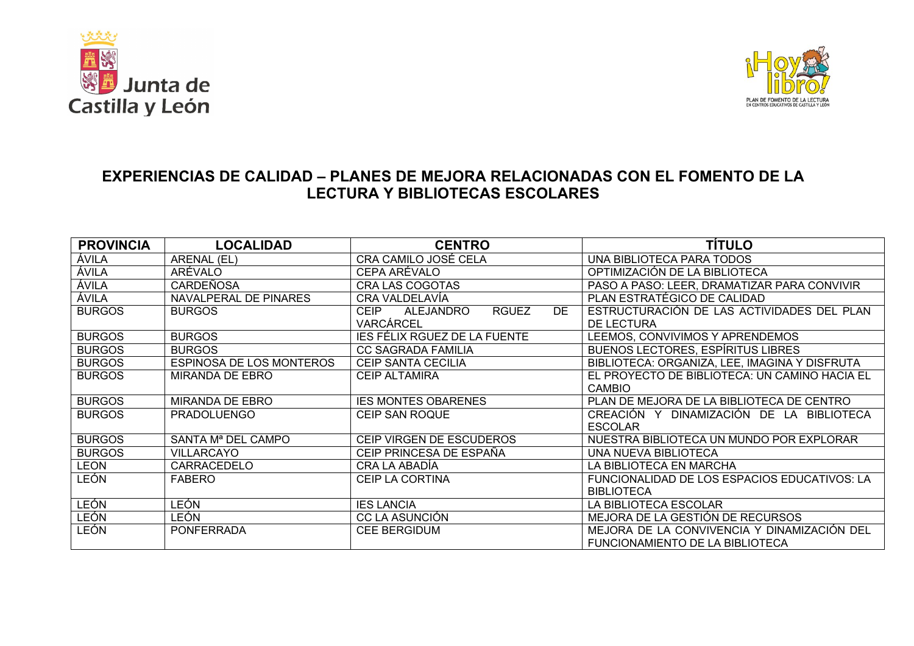# EXPERIENCIAS DE CALIDAD – PLANES DE MEJORA RELACIONADAS CON EL FOMENTO DE LA LECTURA Y BIBLIOTECAS ESCOLARES

| PROVINCIA | LOCALIDAD | CENTRO | TÍTULO |
|---|---|---|---|
| ÁVILA | ARENAL (EL) | CRA CAMILO JOSÉ CELA | UNA BIBLIOTECA PARA TODOS |
| ÁVILA | ARÉVALO | CEPA ARÉVALO | OPTIMIZACIÓN DE LA BIBLIOTECA |
| ÁVILA | CARDEÑOSA | CRA LAS COGOTAS | PASO A PASO: LEER, DRAMATIZAR PARA CONVIVIR |
| ÁVILA | NAVALPERAL DE PINARES | CRA VALDELAVÍA | PLAN ESTRATÉGICO DE CALIDAD |
| BURGOS | BURGOS | CEIP ALEJANDRO RGUEZ DE VARCÁRCEL | ESTRUCTURACIÓN DE LAS ACTIVIDADES DEL PLAN DE LECTURA |
| BURGOS | BURGOS | IES FÉLIX RGUEZ DE LA FUENTE | LEEMOS, CONVIVIMOS Y APRENDEMOS |
| BURGOS | BURGOS | CC SAGRADA FAMILIA | BUENOS LECTORES, ESPÍRITUS LIBRES |
| BURGOS | ESPINOSA DE LOS MONTEROS | CEIP SANTA CECILIA | BIBLIOTECA: ORGANIZA, LEE, IMAGINA Y DISFRUTA |
| BURGOS | MIRANDA DE EBRO | CEIP ALTAMIRA | EL PROYECTO DE BIBLIOTECA: UN CAMINO HACIA EL CAMBIO |
| BURGOS | MIRANDA DE EBRO | IES MONTES OBARENES | PLAN DE MEJORA DE LA BIBLIOTECA DE CENTRO |
| BURGOS | PRADOLUENGO | CEIP SAN ROQUE | CREACIÓN Y DINAMIZACIÓN DE LA BIBLIOTECA ESCOLAR |
| BURGOS | SANTA Mª DEL CAMPO | CEIP VIRGEN DE ESCUDEROS | NUESTRA BIBLIOTECA UN MUNDO POR EXPLORAR |
| BURGOS | VILLARCAYO | CEIP PRINCESA DE ESPAÑA | UNA NUEVA BIBLIOTECA |
| LEON | CARRACEDELO | CRA LA ABADÍA | LA BIBLIOTECA EN MARCHA |
| LEÓN | FABERO | CEIP LA CORTINA | FUNCIONALIDAD DE LOS ESPACIOS EDUCATIVOS: LA BIBLIOTECA |
| LEÓN | LEÓN | IES LANCIA | LA BIBLIOTECA ESCOLAR |
| LEÓN | LEÓN | CC LA ASUNCIÓN | MEJORA DE LA GESTIÓN DE RECURSOS |
| LEÓN | PONFERRADA | CEE BERGIDUM | MEJORA DE LA CONVIVENCIA Y DINAMIZACIÓN DEL FUNCIONAMIENTO DE LA BIBLIOTECA |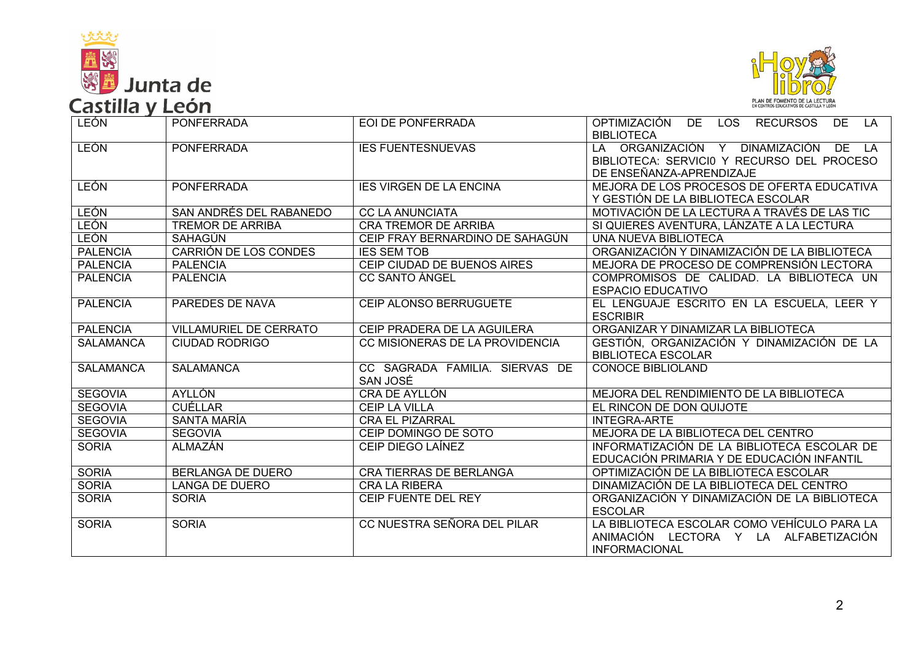| LEÓN | PONFERRADA | EOI DE PONFERRADA | OPTIMIZACIÓN DE LOS RECURSOS DE LA BIBLIOTECA |
|---|---|---|---|
| LEÓN | PONFERRADA | IES FUENTESNUEVAS | LA ORGANIZACIÓN Y DINAMIZACIÓN DE LA BIBLIOTECA: SERVICIO Y RECURSO DEL PROCESO DE ENSEÑANZA-APRENDIZAJE |
| LEÓN | PONFERRADA | IES VIRGEN DE LA ENCINA | MEJORA DE LOS PROCESOS DE OFERTA EDUCATIVA Y GESTIÓN DE LA BIBLIOTECA ESCOLAR |
| LEÓN | SAN ANDRÉS DEL RABANEDO | CC LA ANUNCIATA | MOTIVACIÓN DE LA LECTURA A TRAVÉS DE LAS TIC |
| LEÓN | TREMOR DE ARRIBA | CRA TREMOR DE ARRIBA | SI QUIERES AVENTURA, LÁNZATE A LA LECTURA |
| LEÓN | SAHAGÚN | CEIP FRAY BERNARDINO DE SAHAGÚN | UNA NUEVA BIBLIOTECA |
| PALENCIA | CARRIÓN DE LOS CONDES | IES SEM TOB | ORGANIZACIÓN Y DINAMIZACIÓN DE LA BIBLIOTECA |
| PALENCIA | PALENCIA | CEIP CIUDAD DE BUENOS AIRES | MEJORA DE PROCESO DE COMPRENSIÓN LECTORA |
| PALENCIA | PALENCIA | CC SANTO ÁNGEL | COMPROMISOS DE CALIDAD. LA BIBLIOTECA UN ESPACIO EDUCATIVO |
| PALENCIA | PAREDES DE NAVA | CEIP ALONSO BERRUGUETE | EL LENGUAJE ESCRITO EN LA ESCUELA, LEER Y ESCRIBIR |
| PALENCIA | VILLAMURIEL DE CERRATO | CEIP PRADERA DE LA AGUILERA | ORGANIZAR Y DINAMIZAR LA BIBLIOTECA |
| SALAMANCA | CIUDAD RODRIGO | CC MISIONERAS DE LA PROVIDENCIA | GESTIÓN, ORGANIZACIÓN Y DINAMIZACIÓN DE LA BIBLIOTECA ESCOLAR |
| SALAMANCA | SALAMANCA | CC SAGRADA FAMILIA. SIERVAS DE SAN JOSÉ | CONOCE BIBLIOLAND |
| SEGOVIA | AYLLÓN | CRA DE AYLLÓN | MEJORA DEL RENDIMIENTO DE LA BIBLIOTECA |
| SEGOVIA | CUÉLLAR | CEIP LA VILLA | EL RINCON DE DON QUIJOTE |
| SEGOVIA | SANTA MARÍA | CRA EL PIZARRAL | INTEGRA-ARTE |
| SEGOVIA | SEGOVIA | CEIP DOMINGO DE SOTO | MEJORA DE LA BIBLIOTECA DEL CENTRO |
| SORIA | ALMAZÁN | CEIP DIEGO LAÍNEZ | INFORMATIZACIÓN DE LA BIBLIOTECA ESCOLAR DE EDUCACIÓN PRIMARIA Y DE EDUCACIÓN INFANTIL |
| SORIA | BERLANGA DE DUERO | CRA TIERRAS DE BERLANGA | OPTIMIZACIÓN DE LA BIBLIOTECA ESCOLAR |
| SORIA | LANGA DE DUERO | CRA LA RIBERA | DINAMIZACIÓN DE LA BIBLIOTECA DEL CENTRO |
| SORIA | SORIA | CEIP FUENTE DEL REY | ORGANIZACIÓN Y DINAMIZACIÓN DE LA BIBLIOTECA ESCOLAR |
| SORIA | SORIA | CC NUESTRA SEÑORA DEL PILAR | LA BIBLIOTECA ESCOLAR COMO VEHÍCULO PARA LA ANIMACIÓN LECTORA Y LA ALFABETIZACIÓN INFORMACIONAL |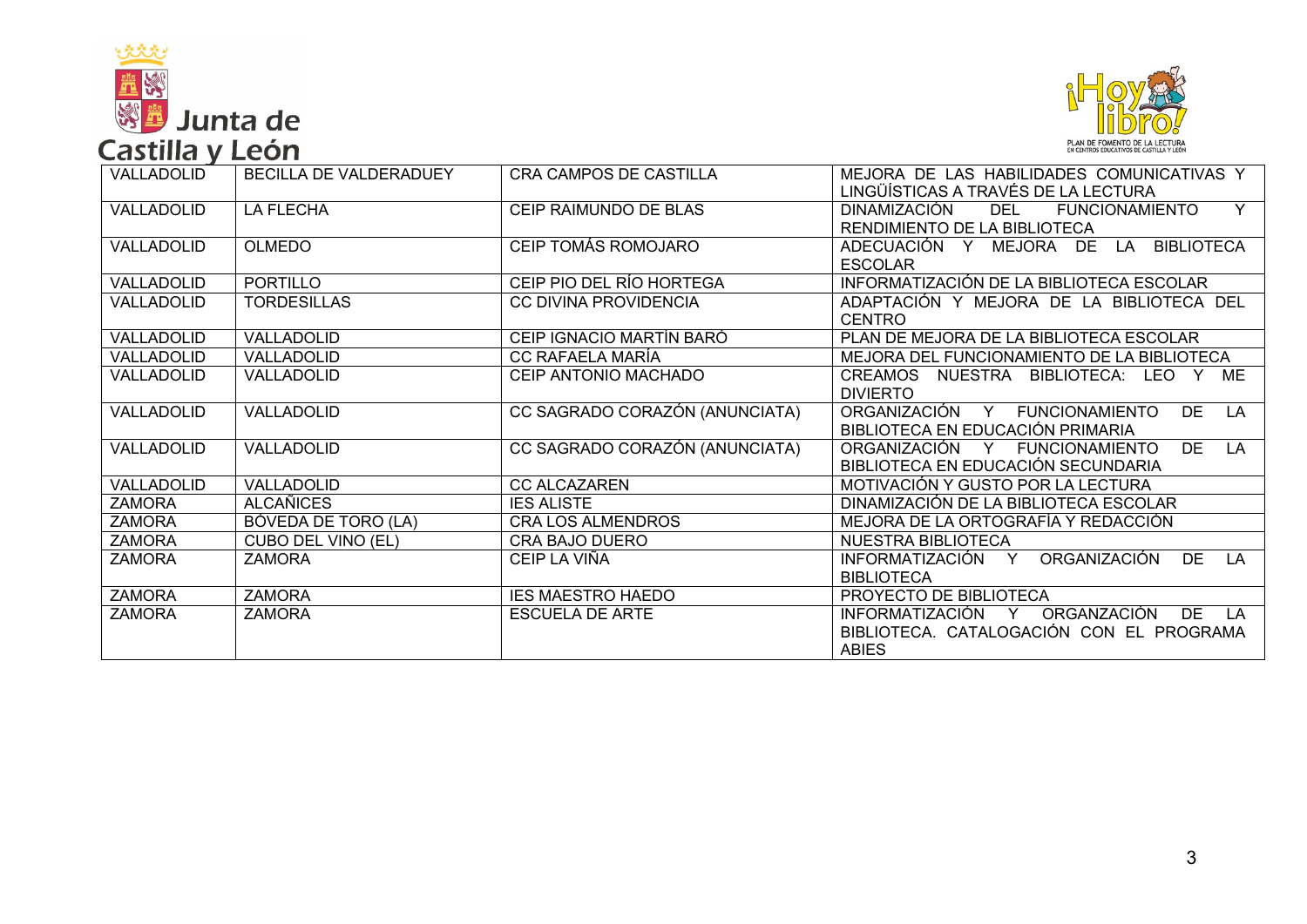| | | | |
|---|---|---|---|
| VALLADOLID | BECILLA DE VALDERADUEY | CRA CAMPOS DE CASTILLA | MEJORA DE LAS HABILIDADES COMUNICATIVAS Y LINGÜÍSTICAS A TRAVÉS DE LA LECTURA |
| VALLADOLID | LA FLECHA | CEIP RAIMUNDO DE BLAS | DINAMIZACIÓN DEL FUNCIONAMIENTO Y RENDIMIENTO DE LA BIBLIOTECA |
| VALLADOLID | OLMEDO | CEIP TOMÁS ROMOJARO | ADECUACIÓN Y MEJORA DE LA BIBLIOTECA ESCOLAR |
| VALLADOLID | PORTILLO | CEIP PIO DEL RÍO HORTEGA | INFORMATIZACIÓN DE LA BIBLIOTECA ESCOLAR |
| VALLADOLID | TORDESILLAS | CC DIVINA PROVIDENCIA | ADAPTACIÓN Y MEJORA DE LA BIBLIOTECA DEL CENTRO |
| VALLADOLID | VALLADOLID | CEIP IGNACIO MARTÍN BARÓ | PLAN DE MEJORA DE LA BIBLIOTECA ESCOLAR |
| VALLADOLID | VALLADOLID | CC RAFAELA MARÍA | MEJORA DEL FUNCIONAMIENTO DE LA BIBLIOTECA |
| VALLADOLID | VALLADOLID | CEIP ANTONIO MACHADO | CREAMOS NUESTRA BIBLIOTECA: LEO Y ME DIVIERTO |
| VALLADOLID | VALLADOLID | CC SAGRADO CORAZÓN (ANUNCIATA) | ORGANIZACIÓN Y FUNCIONAMIENTO DE LA BIBLIOTECA EN EDUCACIÓN PRIMARIA |
| VALLADOLID | VALLADOLID | CC SAGRADO CORAZÓN (ANUNCIATA) | ORGANIZACIÓN Y FUNCIONAMIENTO DE LA BIBLIOTECA EN EDUCACIÓN SECUNDARIA |
| VALLADOLID | VALLADOLID | CC ALCAZAREN | MOTIVACIÓN Y GUSTO POR LA LECTURA |
| ZAMORA | ALCAÑICES | IES ALISTE | DINAMIZACIÓN DE LA BIBLIOTECA ESCOLAR |
| ZAMORA | BÓVEDA DE TORO (LA) | CRA LOS ALMENDROS | MEJORA DE LA ORTOGRAFÍA Y REDACCIÓN |
| ZAMORA | CUBO DEL VINO (EL) | CRA BAJO DUERO | NUESTRA BIBLIOTECA |
| ZAMORA | ZAMORA | CEIP LA VIÑA | INFORMATIZACIÓN Y ORGANIZACIÓN DE LA BIBLIOTECA |
| ZAMORA | ZAMORA | IES MAESTRO HAEDO | PROYECTO DE BIBLIOTECA |
| ZAMORA | ZAMORA | ESCUELA DE ARTE | INFORMATIZACIÓN Y ORGANZACIÓN DE LA BIBLIOTECA. CATALOGACIÓN CON EL PROGRAMA ABIES |